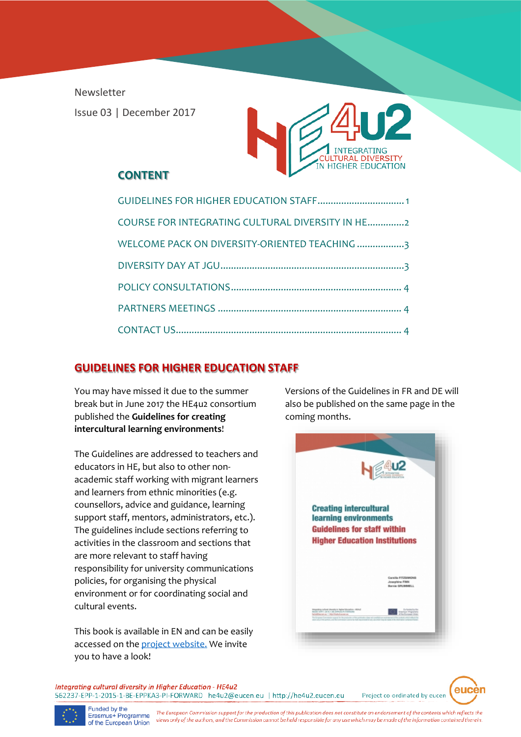Newsletter

Issue 03 | December 2017

HE4u2 INTEGRATING CULTURAL DIVERSITY IN HIGHER EDUCATION

## CONTENT

- GUIDELINES FOR HIGHER EDUCATION STAFF ..... 1
- COURSE FOR INTEGRATING CULTURAL DIVERSITY IN HE ..... 2
- WELCOME PACK ON DIVERSITY-ORIENTED TEACHING ..... 3
- DIVERSITY DAY AT JGU ..... 3
- POLICY CONSULTATIONS ..... 4
- PARTNERS MEETINGS ..... 4
- CONTACT US ..... 4

## GUIDELINES FOR HIGHER EDUCATION STAFF

You may have missed it due to the summer break but in June 2017 the HE4u2 consortium published the **Guidelines for creating intercultural learning environments**!

The Guidelines are addressed to teachers and educators in HE, but also to other non-academic staff working with migrant learners and learners from ethnic minorities (e.g. counsellors, advice and guidance, learning support staff, mentors, administrators, etc.). The guidelines include sections referring to activities in the classroom and sections that are more relevant to staff having responsibility for university communications policies, for organising the physical environment or for coordinating social and cultural events.

This book is available in EN and can be easily accessed on the project website. We invite you to have a look!

Versions of the Guidelines in FR and DE will also be published on the same page in the coming months.

Creating intercultural learning environments
Guidelines for staff within Higher Education Institutions

*Integrating cultural diversity in Higher Education - HE4u2*
562237-EPP-1-2015-1-BE-EPPKA3-PI-FORWARD he4u2@eucen.eu | http://he4u2.eucen.eu
Project co-ordinated by eucen

Funded by the Erasmus+ Programme of the European Union

*The European Commission support for the production of this publication does not constitute an endorsement of the contents which reflects the views only of the authors, and the Commission cannot be held responsible for any use which may be made of the information contained therein.*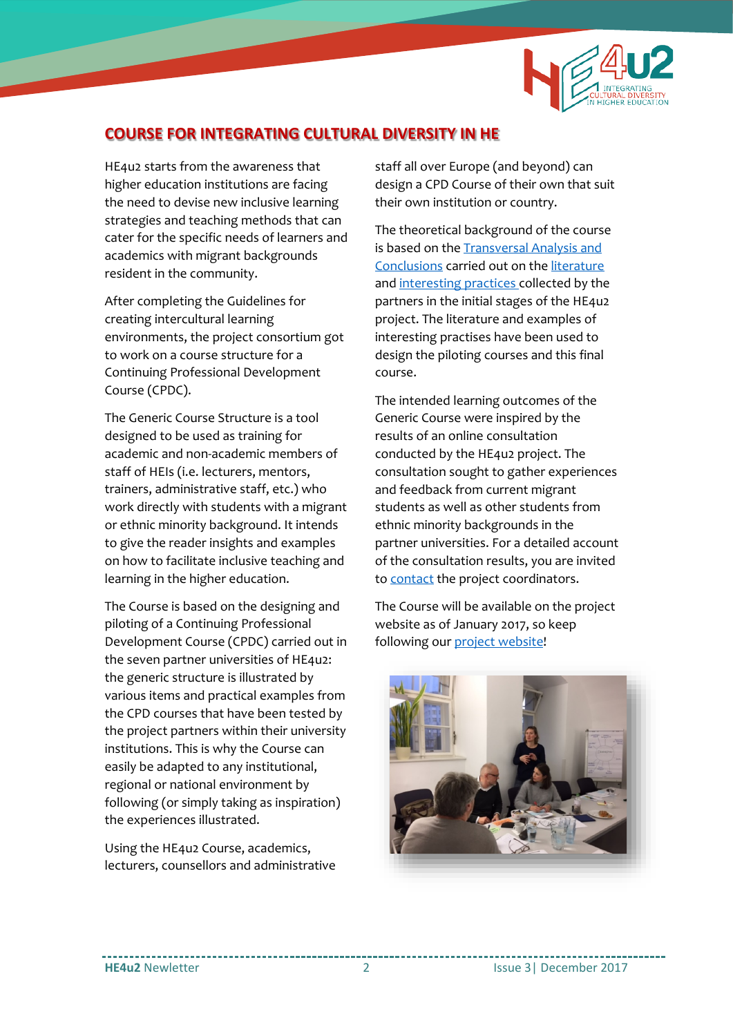## COURSE FOR INTEGRATING CULTURAL DIVERSITY IN HE

HE4u2 starts from the awareness that higher education institutions are facing the need to devise new inclusive learning strategies and teaching methods that can cater for the specific needs of learners and academics with migrant backgrounds resident in the community.

After completing the Guidelines for creating intercultural learning environments, the project consortium got to work on a course structure for a Continuing Professional Development Course (CPDC).

The Generic Course Structure is a tool designed to be used as training for academic and non-academic members of staff of HEIs (i.e. lecturers, mentors, trainers, administrative staff, etc.) who work directly with students with a migrant or ethnic minority background. It intends to give the reader insights and examples on how to facilitate inclusive teaching and learning in the higher education.

The Course is based on the designing and piloting of a Continuing Professional Development Course (CPDC) carried out in the seven partner universities of HE4u2: the generic structure is illustrated by various items and practical examples from the CPD courses that have been tested by the project partners within their university institutions. This is why the Course can easily be adapted to any institutional, regional or national environment by following (or simply taking as inspiration) the experiences illustrated.

Using the HE4u2 Course, academics, lecturers, counsellors and administrative staff all over Europe (and beyond) can design a CPD Course of their own that suit their own institution or country.

The theoretical background of the course is based on the Transversal Analysis and Conclusions carried out on the literature and interesting practices collected by the partners in the initial stages of the HE4u2 project. The literature and examples of interesting practises have been used to design the piloting courses and this final course.

The intended learning outcomes of the Generic Course were inspired by the results of an online consultation conducted by the HE4u2 project. The consultation sought to gather experiences and feedback from current migrant students as well as other students from ethnic minority backgrounds in the partner universities. For a detailed account of the consultation results, you are invited to contact the project coordinators.

The Course will be available on the project website as of January 2017, so keep following our project website!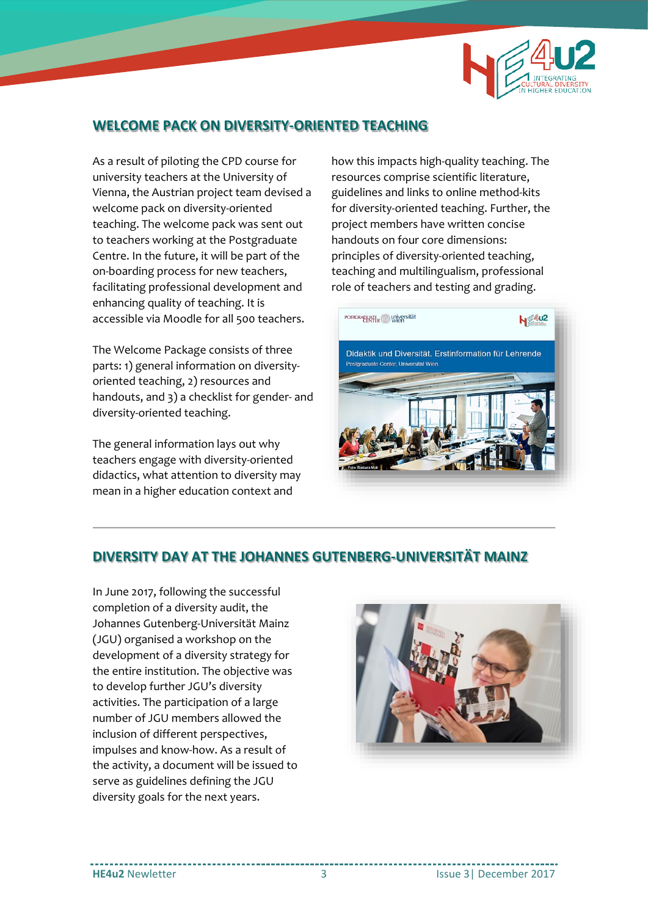## WELCOME PACK ON DIVERSITY-ORIENTED TEACHING

As a result of piloting the CPD course for university teachers at the University of Vienna, the Austrian project team devised a welcome pack on diversity-oriented teaching. The welcome pack was sent out to teachers working at the Postgraduate Centre. In the future, it will be part of the on-boarding process for new teachers, facilitating professional development and enhancing quality of teaching. It is accessible via Moodle for all 500 teachers.

The Welcome Package consists of three parts: 1) general information on diversity-oriented teaching, 2) resources and handouts, and 3) a checklist for gender- and diversity-oriented teaching.

The general information lays out why teachers engage with diversity-oriented didactics, what attention to diversity may mean in a higher education context and how this impacts high-quality teaching. The resources comprise scientific literature, guidelines and links to online method-kits for diversity-oriented teaching. Further, the project members have written concise handouts on four core dimensions: principles of diversity-oriented teaching, teaching and multilingualism, professional role of teachers and testing and grading.

## DIVERSITY DAY AT THE JOHANNES GUTENBERG-UNIVERSITÄT MAINZ

In June 2017, following the successful completion of a diversity audit, the Johannes Gutenberg-Universität Mainz (JGU) organised a workshop on the development of a diversity strategy for the entire institution. The objective was to develop further JGU's diversity activities. The participation of a large number of JGU members allowed the inclusion of different perspectives, impulses and know-how. As a result of the activity, a document will be issued to serve as guidelines defining the JGU diversity goals for the next years.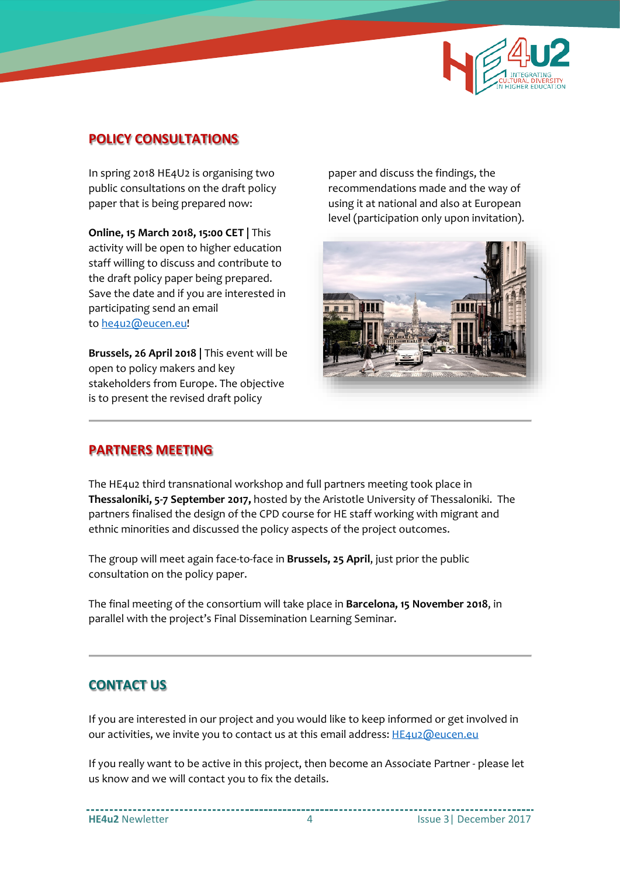## POLICY CONSULTATIONS

In spring 2018 HE4U2 is organising two public consultations on the draft policy paper that is being prepared now:

**Online, 15 March 2018, 15:00 CET |** This activity will be open to higher education staff willing to discuss and contribute to the draft policy paper being prepared. Save the date and if you are interested in participating send an email to he4u2@eucen.eu!

**Brussels, 26 April 2018 |** This event will be open to policy makers and key stakeholders from Europe. The objective is to present the revised draft policy paper and discuss the findings, the recommendations made and the way of using it at national and also at European level (participation only upon invitation).

## PARTNERS MEETING

The HE4u2 third transnational workshop and full partners meeting took place in **Thessaloniki, 5-7 September 2017,** hosted by the Aristotle University of Thessaloniki. The partners finalised the design of the CPD course for HE staff working with migrant and ethnic minorities and discussed the policy aspects of the project outcomes.

The group will meet again face-to-face in **Brussels, 25 April**, just prior the public consultation on the policy paper.

The final meeting of the consortium will take place in **Barcelona, 15 November 2018**, in parallel with the project's Final Dissemination Learning Seminar.

## CONTACT US

If you are interested in our project and you would like to keep informed or get involved in our activities, we invite you to contact us at this email address: HE4u2@eucen.eu

If you really want to be active in this project, then become an Associate Partner - please let us know and we will contact you to fix the details.